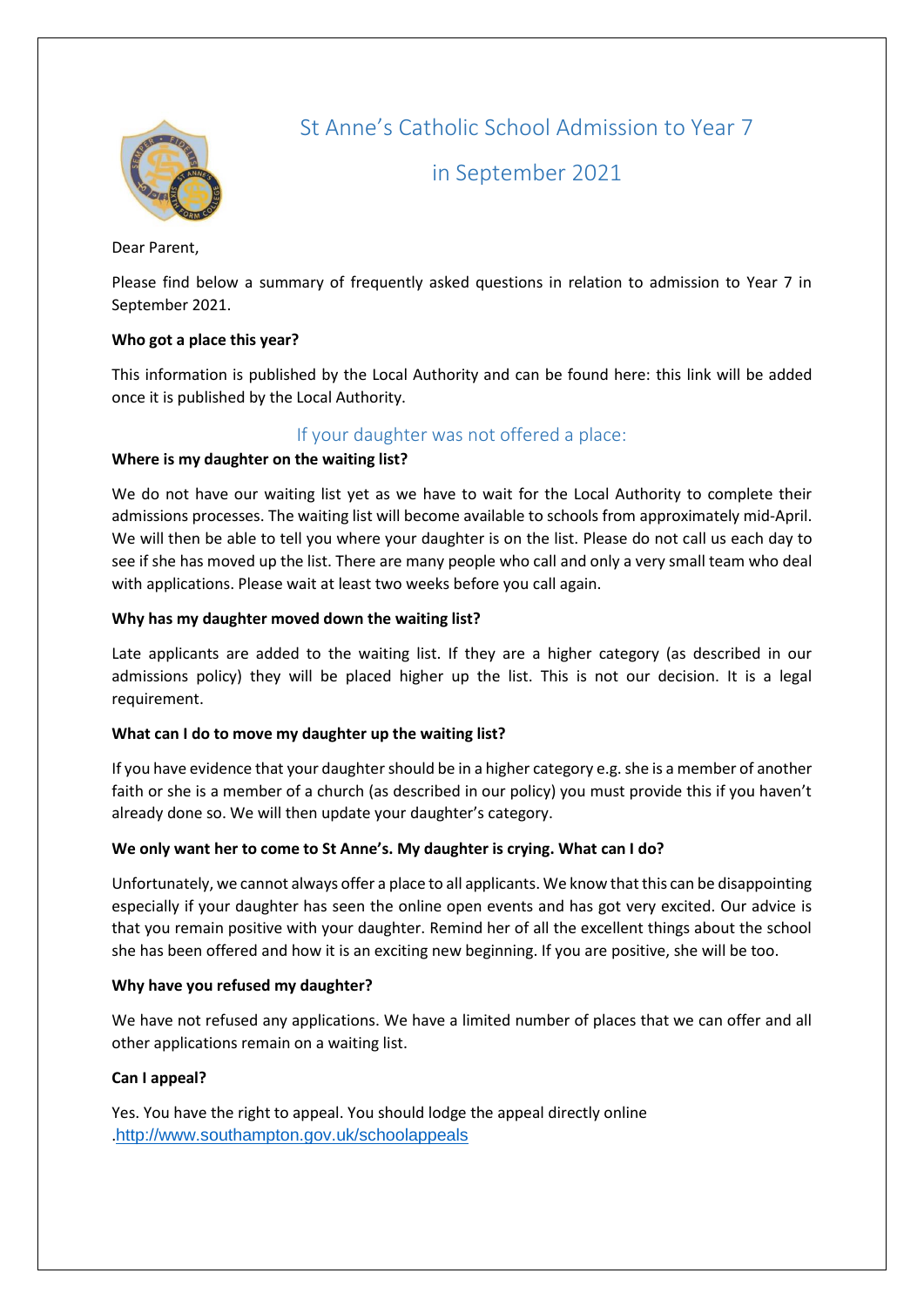# St Anne's Catholic School Admission to Year 7 in September 2021

Dear Parent,

Please find below a summary of frequently asked questions in relation to admission to Year 7 in September 2021.

**Who got a place this year?**

This information is published by the Local Authority and can be found here: this link will be added once it is published by the Local Authority.

## If your daughter was not offered a place:

**Where is my daughter on the waiting list?**

We do not have our waiting list yet as we have to wait for the Local Authority to complete their admissions processes. The waiting list will become available to schools from approximately mid-April. We will then be able to tell you where your daughter is on the list. Please do not call us each day to see if she has moved up the list. There are many people who call and only a very small team who deal with applications. Please wait at least two weeks before you call again.

**Why has my daughter moved down the waiting list?**

Late applicants are added to the waiting list. If they are a higher category (as described in our admissions policy) they will be placed higher up the list. This is not our decision. It is a legal requirement.

**What can I do to move my daughter up the waiting list?**

If you have evidence that your daughter should be in a higher category e.g. she is a member of another faith or she is a member of a church (as described in our policy) you must provide this if you haven't already done so. We will then update your daughter's category.

**We only want her to come to St Anne's. My daughter is crying. What can I do?**

Unfortunately, we cannot always offer a place to all applicants. We know that this can be disappointing especially if your daughter has seen the online open events and has got very excited. Our advice is that you remain positive with your daughter. Remind her of all the excellent things about the school she has been offered and how it is an exciting new beginning. If you are positive, she will be too.

**Why have you refused my daughter?**

We have not refused any applications. We have a limited number of places that we can offer and all other applications remain on a waiting list.

**Can I appeal?**

Yes. You have the right to appeal. You should lodge the appeal directly online .http://www.southampton.gov.uk/schoolappeals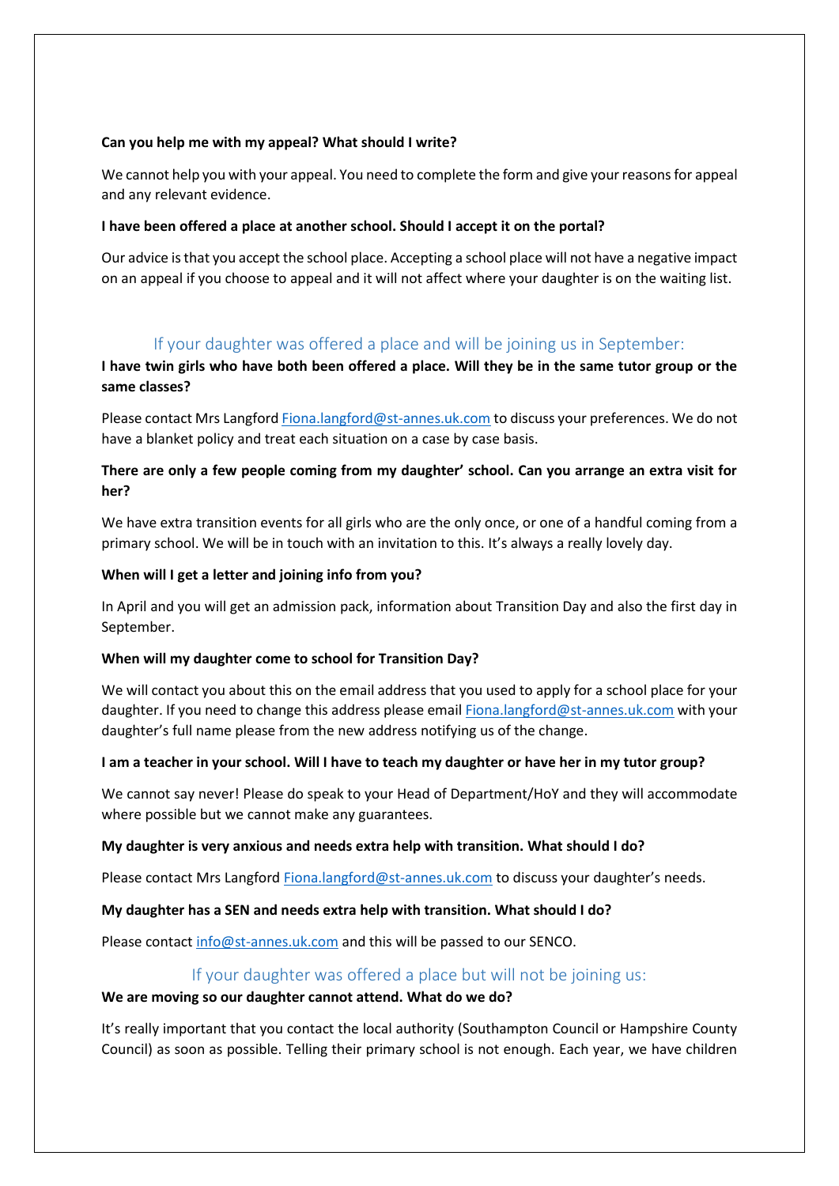**Can you help me with my appeal? What should I write?**

We cannot help you with your appeal. You need to complete the form and give your reasons for appeal and any relevant evidence.

**I have been offered a place at another school. Should I accept it on the portal?**

Our advice is that you accept the school place. Accepting a school place will not have a negative impact on an appeal if you choose to appeal and it will not affect where your daughter is on the waiting list.

## If your daughter was offered a place and will be joining us in September:

**I have twin girls who have both been offered a place. Will they be in the same tutor group or the same classes?**

Please contact Mrs Langford Fiona.langford@st-annes.uk.com to discuss your preferences. We do not have a blanket policy and treat each situation on a case by case basis.

**There are only a few people coming from my daughter' school. Can you arrange an extra visit for her?**

We have extra transition events for all girls who are the only once, or one of a handful coming from a primary school. We will be in touch with an invitation to this. It's always a really lovely day.

**When will I get a letter and joining info from you?**

In April and you will get an admission pack, information about Transition Day and also the first day in September.

**When will my daughter come to school for Transition Day?**

We will contact you about this on the email address that you used to apply for a school place for your daughter. If you need to change this address please email Fiona.langford@st-annes.uk.com with your daughter's full name please from the new address notifying us of the change.

**I am a teacher in your school. Will I have to teach my daughter or have her in my tutor group?**

We cannot say never! Please do speak to your Head of Department/HoY and they will accommodate where possible but we cannot make any guarantees.

**My daughter is very anxious and needs extra help with transition. What should I do?**

Please contact Mrs Langford Fiona.langford@st-annes.uk.com to discuss your daughter's needs.

**My daughter has a SEN and needs extra help with transition. What should I do?**

Please contact info@st-annes.uk.com and this will be passed to our SENCO.

## If your daughter was offered a place but will not be joining us:

**We are moving so our daughter cannot attend. What do we do?**

It's really important that you contact the local authority (Southampton Council or Hampshire County Council) as soon as possible. Telling their primary school is not enough. Each year, we have children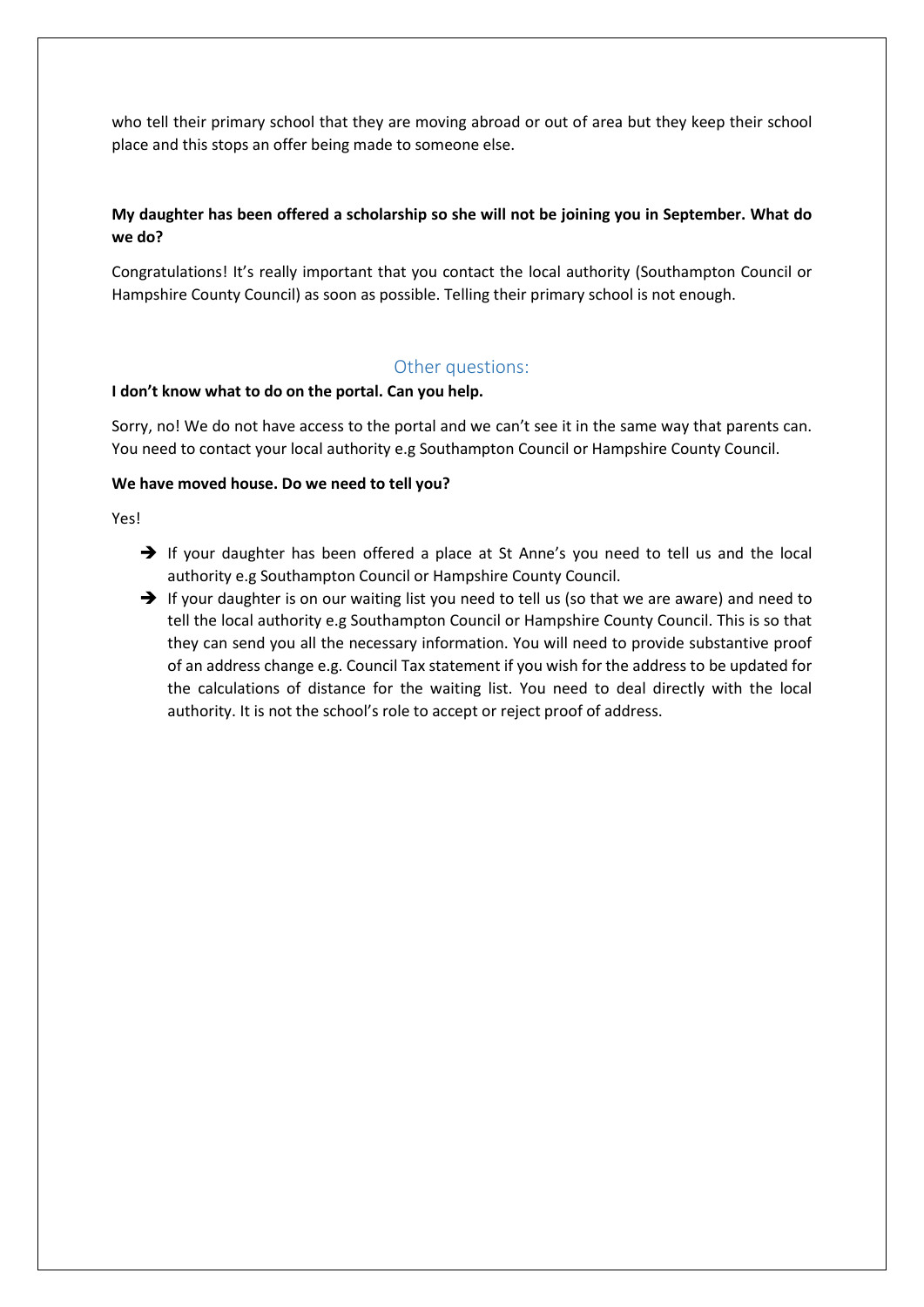who tell their primary school that they are moving abroad or out of area but they keep their school place and this stops an offer being made to someone else.

**My daughter has been offered a scholarship so she will not be joining you in September. What do we do?**

Congratulations! It's really important that you contact the local authority (Southampton Council or Hampshire County Council) as soon as possible. Telling their primary school is not enough.

## Other questions:

**I don't know what to do on the portal. Can you help.**

Sorry, no! We do not have access to the portal and we can't see it in the same way that parents can. You need to contact your local authority e.g Southampton Council or Hampshire County Council.

**We have moved house. Do we need to tell you?**

Yes!

- ➔ If your daughter has been offered a place at St Anne's you need to tell us and the local authority e.g Southampton Council or Hampshire County Council.
- ➔ If your daughter is on our waiting list you need to tell us (so that we are aware) and need to tell the local authority e.g Southampton Council or Hampshire County Council. This is so that they can send you all the necessary information. You will need to provide substantive proof of an address change e.g. Council Tax statement if you wish for the address to be updated for the calculations of distance for the waiting list. You need to deal directly with the local authority. It is not the school's role to accept or reject proof of address.